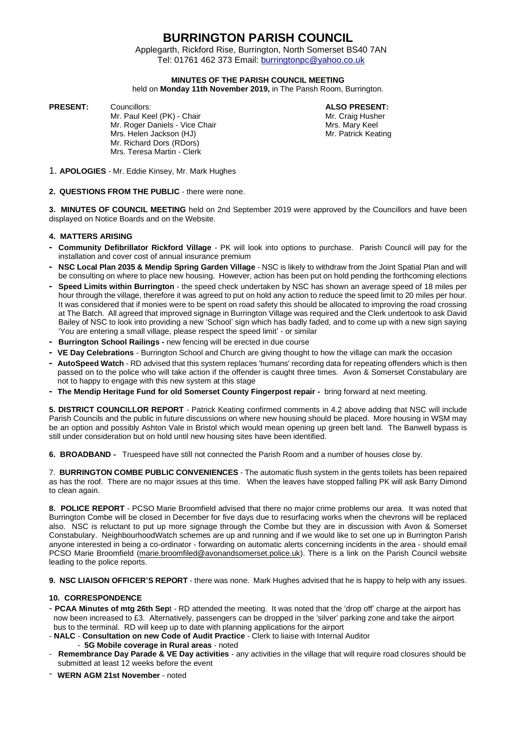# BURRINGTON PARISH COUNCIL

Applegarth, Rickford Rise, Burrington, North Somerset BS40 7AN
Tel: 01761 462 373 Email: burringtonpc@yahoo.co.uk

**MINUTES OF THE PARISH COUNCIL MEETING**
held on **Monday 11th November 2019,** in The Parish Room, Burrington.

**PRESENT:** Councillors:
Mr. Paul Keel (PK) - Chair
Mr. Roger Daniels - Vice Chair
Mrs. Helen Jackson (HJ)
Mr. Richard Dors (RDors)
Mrs. Teresa Martin - Clerk

**ALSO PRESENT:**
Mr. Craig Husher
Mrs. Mary Keel
Mr. Patrick Keating

1. **APOLOGIES** - Mr. Eddie Kinsey, Mr. Mark Hughes

**2. QUESTIONS FROM THE PUBLIC** - there were none.

**3. MINUTES OF COUNCIL MEETING** held on 2nd September 2019 were approved by the Councillors and have been displayed on Notice Boards and on the Website.

**4. MATTERS ARISING**

- **Community Defibrillator Rickford Village** - PK will look into options to purchase. Parish Council will pay for the installation and cover cost of annual insurance premium
- **NSC Local Plan 2035 & Mendip Spring Garden Village** - NSC is likely to withdraw from the Joint Spatial Plan and will be consulting on where to place new housing. However, action has been put on hold pending the forthcoming elections
- **Speed Limits within Burrington** - the speed check undertaken by NSC has shown an average speed of 18 miles per hour through the village, therefore it was agreed to put on hold any action to reduce the speed limit to 20 miles per hour. It was considered that if monies were to be spent on road safety this should be allocated to improving the road crossing at The Batch. All agreed that improved signage in Burrington Village was required and the Clerk undertook to ask David Bailey of NSC to look into providing a new 'School' sign which has badly faded, and to come up with a new sign saying 'You are entering a small village, please respect the speed limit' - or similar
- **Burrington School Railings -** new fencing will be erected in due course
- **VE Day Celebrations** - Burrington School and Church are giving thought to how the village can mark the occasion
- **AutoSpeed Watch** - RD advised that this system replaces 'humans' recording data for repeating offenders which is then passed on to the police who will take action if the offender is caught three times. Avon & Somerset Constabulary are not to happy to engage with this new system at this stage
- **The Mendip Heritage Fund for old Somerset County Fingerpost repair -** bring forward at next meeting.

**5. DISTRICT COUNCILLOR REPORT** - Patrick Keating confirmed comments in 4.2 above adding that NSC will include Parish Councils and the public in future discussions on where new housing should be placed. More housing in WSM may be an option and possibly Ashton Vale in Bristol which would mean opening up green belt land. The Banwell bypass is still under consideration but on hold until new housing sites have been identified.

**6. BROADBAND -** Truespeed have still not connected the Parish Room and a number of houses close by.

7. **BURRINGTON COMBE PUBLIC CONVENIENCES** - The automatic flush system in the gents toilets has been repaired as has the roof. There are no major issues at this time. When the leaves have stopped falling PK will ask Barry Dimond to clean again.

**8. POLICE REPORT** - PCSO Marie Broomfield advised that there no major crime problems our area. It was noted that Burrington Combe will be closed in December for five days due to resurfacing works when the chevrons will be replaced also. NSC is reluctant to put up more signage through the Combe but they are in discussion with Avon & Somerset Constabulary. NeighbourhoodWatch schemes are up and running and if we would like to set one up in Burrington Parish anyone interested in being a co-ordinator - forwarding on automatic alerts concerning incidents in the area - should email PCSO Marie Broomfield (marie.broomfiled@avonandsomerset.police.uk). There is a link on the Parish Council website leading to the police reports.

**9. NSC LIAISON OFFICER'S REPORT** - there was none. Mark Hughes advised that he is happy to help with any issues.

**10. CORRESPONDENCE**

- **PCAA Minutes of mtg 26th Sep**t - RD attended the meeting. It was noted that the 'drop off' charge at the airport has now been increased to £3. Alternatively, passengers can be dropped in the 'silver' parking zone and take the airport bus to the terminal. RD will keep up to date with planning applications for the airport
- **NALC** - **Consultation on new Code of Audit Practice** - Clerk to liaise with Internal Auditor
  - **5G Mobile coverage in Rural areas** - noted
- **Remembrance Day Parade & VE Day activities** - any activities in the village that will require road closures should be submitted at least 12 weeks before the event
- **WERN AGM 21st November** - noted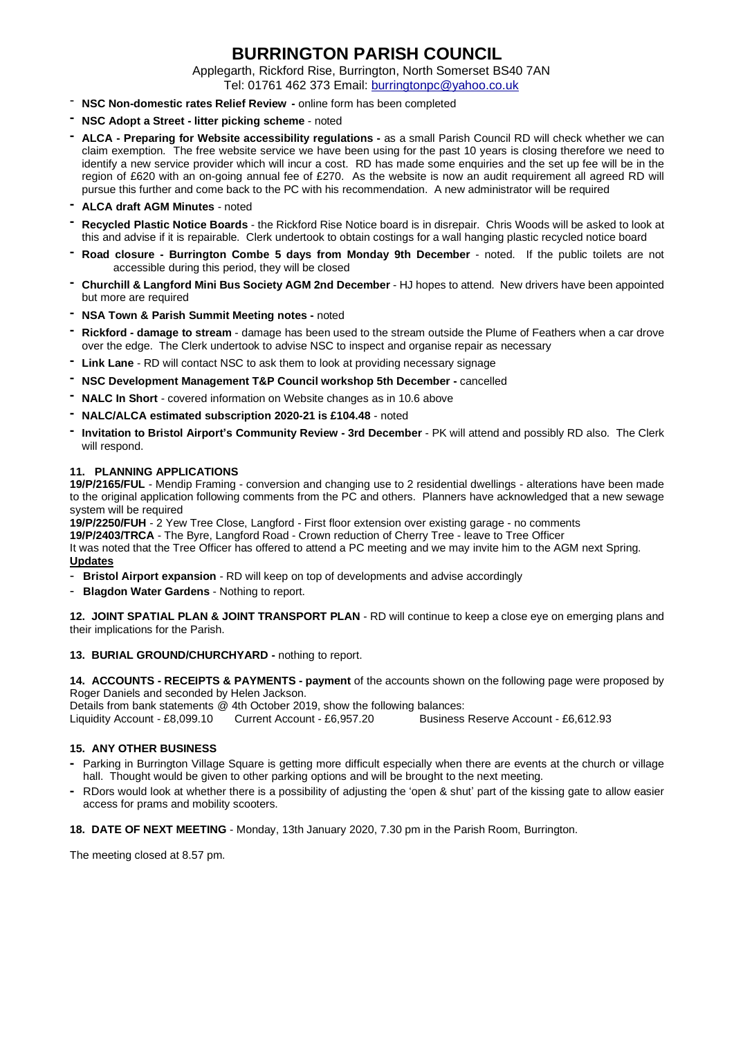# BURRINGTON PARISH COUNCIL

Applegarth, Rickford Rise, Burrington, North Somerset BS40 7AN
Tel: 01761 462 373 Email: burringtonpc@yahoo.co.uk

- **NSC Non-domestic rates Relief Review -** online form has been completed
- **NSC Adopt a Street - litter picking scheme** - noted
- **ALCA - Preparing for Website accessibility regulations -** as a small Parish Council RD will check whether we can claim exemption. The free website service we have been using for the past 10 years is closing therefore we need to identify a new service provider which will incur a cost. RD has made some enquiries and the set up fee will be in the region of £620 with an on-going annual fee of £270. As the website is now an audit requirement all agreed RD will pursue this further and come back to the PC with his recommendation. A new administrator will be required
- **ALCA draft AGM Minutes** - noted
- **Recycled Plastic Notice Boards** - the Rickford Rise Notice board is in disrepair. Chris Woods will be asked to look at this and advise if it is repairable. Clerk undertook to obtain costings for a wall hanging plastic recycled notice board
- **Road closure - Burrington Combe 5 days from Monday 9th December** - noted. If the public toilets are not accessible during this period, they will be closed
- **Churchill & Langford Mini Bus Society AGM 2nd December** - HJ hopes to attend. New drivers have been appointed but more are required
- **NSA Town & Parish Summit Meeting notes -** noted
- **Rickford - damage to stream** - damage has been used to the stream outside the Plume of Feathers when a car drove over the edge. The Clerk undertook to advise NSC to inspect and organise repair as necessary
- **Link Lane** - RD will contact NSC to ask them to look at providing necessary signage
- **NSC Development Management T&P Council workshop 5th December -** cancelled
- **NALC In Short** - covered information on Website changes as in 10.6 above
- **NALC/ALCA estimated subscription 2020-21 is £104.48** - noted
- **Invitation to Bristol Airport's Community Review - 3rd December** - PK will attend and possibly RD also. The Clerk will respond.

**11. PLANNING APPLICATIONS**

**19/P/2165/FUL** - Mendip Framing - conversion and changing use to 2 residential dwellings - alterations have been made to the original application following comments from the PC and others. Planners have acknowledged that a new sewage system will be required

**19/P/2250/FUH** - 2 Yew Tree Close, Langford - First floor extension over existing garage - no comments

**19/P/2403/TRCA** - The Byre, Langford Road - Crown reduction of Cherry Tree - leave to Tree Officer

It was noted that the Tree Officer has offered to attend a PC meeting and we may invite him to the AGM next Spring.

**Updates**

- **Bristol Airport expansion** - RD will keep on top of developments and advise accordingly
- **Blagdon Water Gardens** - Nothing to report.

**12. JOINT SPATIAL PLAN & JOINT TRANSPORT PLAN** - RD will continue to keep a close eye on emerging plans and their implications for the Parish.

**13. BURIAL GROUND/CHURCHYARD -** nothing to report.

**14. ACCOUNTS - RECEIPTS & PAYMENTS - payment** of the accounts shown on the following page were proposed by Roger Daniels and seconded by Helen Jackson.

Details from bank statements @ 4th October 2019, show the following balances:

Liquidity Account - £8,099.10 Current Account - £6,957.20 Business Reserve Account - £6,612.93

**15. ANY OTHER BUSINESS**

- Parking in Burrington Village Square is getting more difficult especially when there are events at the church or village hall. Thought would be given to other parking options and will be brought to the next meeting.
- RDors would look at whether there is a possibility of adjusting the 'open & shut' part of the kissing gate to allow easier access for prams and mobility scooters.

**18. DATE OF NEXT MEETING** - Monday, 13th January 2020, 7.30 pm in the Parish Room, Burrington.

The meeting closed at 8.57 pm.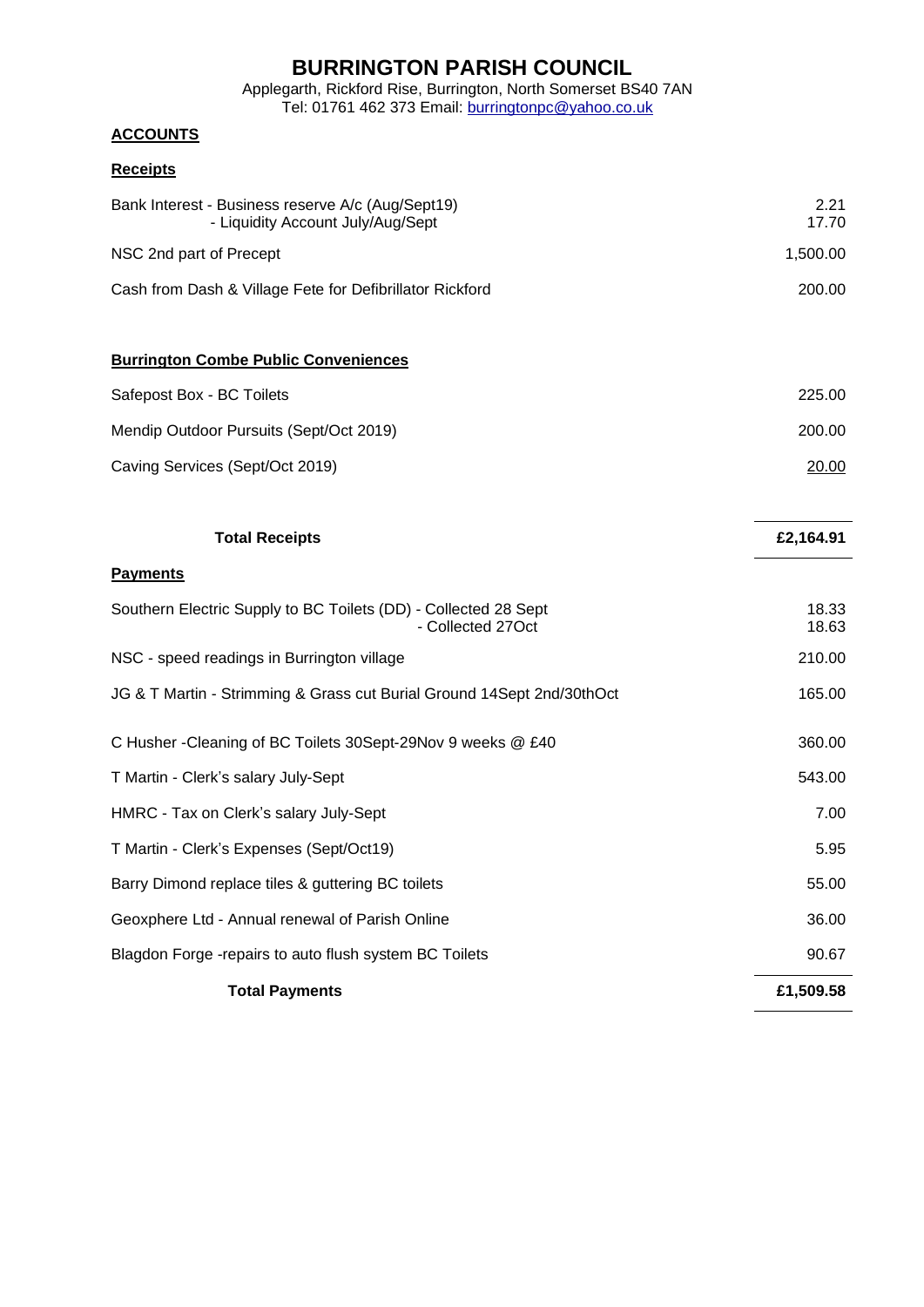# BURRINGTON PARISH COUNCIL

Applegarth, Rickford Rise, Burrington, North Somerset BS40 7AN
Tel: 01761 462 373 Email: burringtonpc@yahoo.co.uk

**ACCOUNTS**

**Receipts**

| | |
|---|---|
| Bank Interest - Business reserve A/c (Aug/Sept19) | 2.21 |
| - Liquidity Account July/Aug/Sept | 17.70 |
| NSC 2nd part of Precept | 1,500.00 |
| Cash from Dash & Village Fete for Defibrillator Rickford | 200.00 |
| **Burrington Combe Public Conveniences** | |
| Safepost Box - BC Toilets | 225.00 |
| Mendip Outdoor Pursuits (Sept/Oct 2019) | 200.00 |
| Caving Services (Sept/Oct 2019) | 20.00 |
| **Total Receipts** | **£2,164.91** |

**Payments**

| | |
|---|---|
| Southern Electric Supply to BC Toilets (DD) - Collected 28 Sept | 18.33 |
| - Collected 27Oct | 18.63 |
| NSC - speed readings in Burrington village | 210.00 |
| JG & T Martin - Strimming & Grass cut Burial Ground 14Sept 2nd/30thOct | 165.00 |
| C Husher -Cleaning of BC Toilets 30Sept-29Nov 9 weeks @ £40 | 360.00 |
| T Martin - Clerk's salary July-Sept | 543.00 |
| HMRC - Tax on Clerk's salary July-Sept | 7.00 |
| T Martin - Clerk's Expenses (Sept/Oct19) | 5.95 |
| Barry Dimond replace tiles & guttering BC toilets | 55.00 |
| Geoxphere Ltd - Annual renewal of Parish Online | 36.00 |
| Blagdon Forge -repairs to auto flush system BC Toilets | 90.67 |
| **Total Payments** | **£1,509.58** |